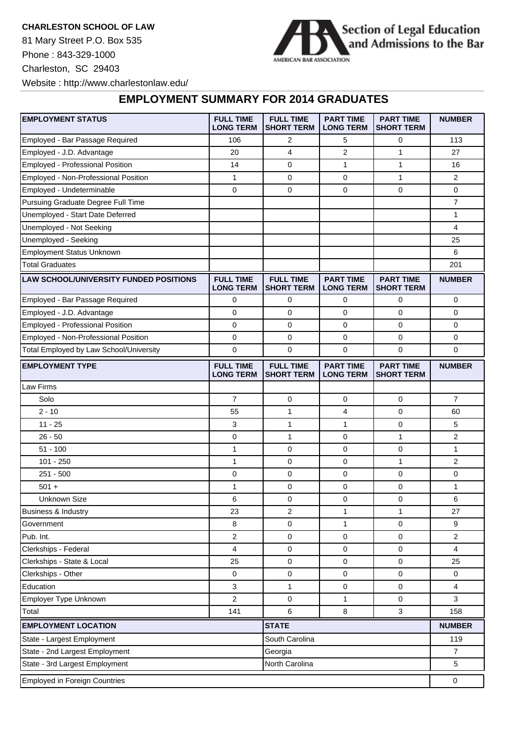**CHARLESTON SCHOOL OF LAW**

81 Mary Street P.O. Box 535

Phone : 843-329-1000

Charleston, SC 29403

Website : http://www.charlestonlaw.edu/

Section of Legal Education and Admissions to the Bar

AMERICAN BAR ASSOCIATION

## EMPLOYMENT SUMMARY FOR 2014 GRADUATES

| EMPLOYMENT STATUS | FULL TIME LONG TERM | FULL TIME SHORT TERM | PART TIME LONG TERM | PART TIME SHORT TERM | NUMBER |
|---|---|---|---|---|---|
| Employed - Bar Passage Required | 106 | 2 | 5 | 0 | 113 |
| Employed - J.D. Advantage | 20 | 4 | 2 | 1 | 27 |
| Employed - Professional Position | 14 | 0 | 1 | 1 | 16 |
| Employed - Non-Professional Position | 1 | 0 | 0 | 1 | 2 |
| Employed - Undeterminable | 0 | 0 | 0 | 0 | 0 |
| Pursuing Graduate Degree Full Time | | | | | 7 |
| Unemployed - Start Date Deferred | | | | | 1 |
| Unemployed - Not Seeking | | | | | 4 |
| Unemployed - Seeking | | | | | 25 |
| Employment Status Unknown | | | | | 6 |
| Total Graduates | | | | | 201 |

| LAW SCHOOL/UNIVERSITY FUNDED POSITIONS | FULL TIME LONG TERM | FULL TIME SHORT TERM | PART TIME LONG TERM | PART TIME SHORT TERM | NUMBER |
|---|---|---|---|---|---|
| Employed - Bar Passage Required | 0 | 0 | 0 | 0 | 0 |
| Employed - J.D. Advantage | 0 | 0 | 0 | 0 | 0 |
| Employed - Professional Position | 0 | 0 | 0 | 0 | 0 |
| Employed - Non-Professional Position | 0 | 0 | 0 | 0 | 0 |
| Total Employed by Law School/University | 0 | 0 | 0 | 0 | 0 |

| EMPLOYMENT TYPE | FULL TIME LONG TERM | FULL TIME SHORT TERM | PART TIME LONG TERM | PART TIME SHORT TERM | NUMBER |
|---|---|---|---|---|---|
| Law Firms | | | | | |
| Solo | 7 | 0 | 0 | 0 | 7 |
| 2 - 10 | 55 | 1 | 4 | 0 | 60 |
| 11 - 25 | 3 | 1 | 1 | 0 | 5 |
| 26 - 50 | 0 | 1 | 0 | 1 | 2 |
| 51 - 100 | 1 | 0 | 0 | 0 | 1 |
| 101 - 250 | 1 | 0 | 0 | 1 | 2 |
| 251 - 500 | 0 | 0 | 0 | 0 | 0 |
| 501 + | 1 | 0 | 0 | 0 | 1 |
| Unknown Size | 6 | 0 | 0 | 0 | 6 |
| Business & Industry | 23 | 2 | 1 | 1 | 27 |
| Government | 8 | 0 | 1 | 0 | 9 |
| Pub. Int. | 2 | 0 | 0 | 0 | 2 |
| Clerkships - Federal | 4 | 0 | 0 | 0 | 4 |
| Clerkships - State & Local | 25 | 0 | 0 | 0 | 25 |
| Clerkships - Other | 0 | 0 | 0 | 0 | 0 |
| Education | 3 | 1 | 0 | 0 | 4 |
| Employer Type Unknown | 2 | 0 | 1 | 0 | 3 |
| Total | 141 | 6 | 8 | 3 | 158 |

| EMPLOYMENT LOCATION | STATE | NUMBER |
|---|---|---|
| State - Largest Employment | South Carolina | 119 |
| State - 2nd Largest Employment | Georgia | 7 |
| State - 3rd Largest Employment | North Carolina | 5 |
| Employed in Foreign Countries | | 0 |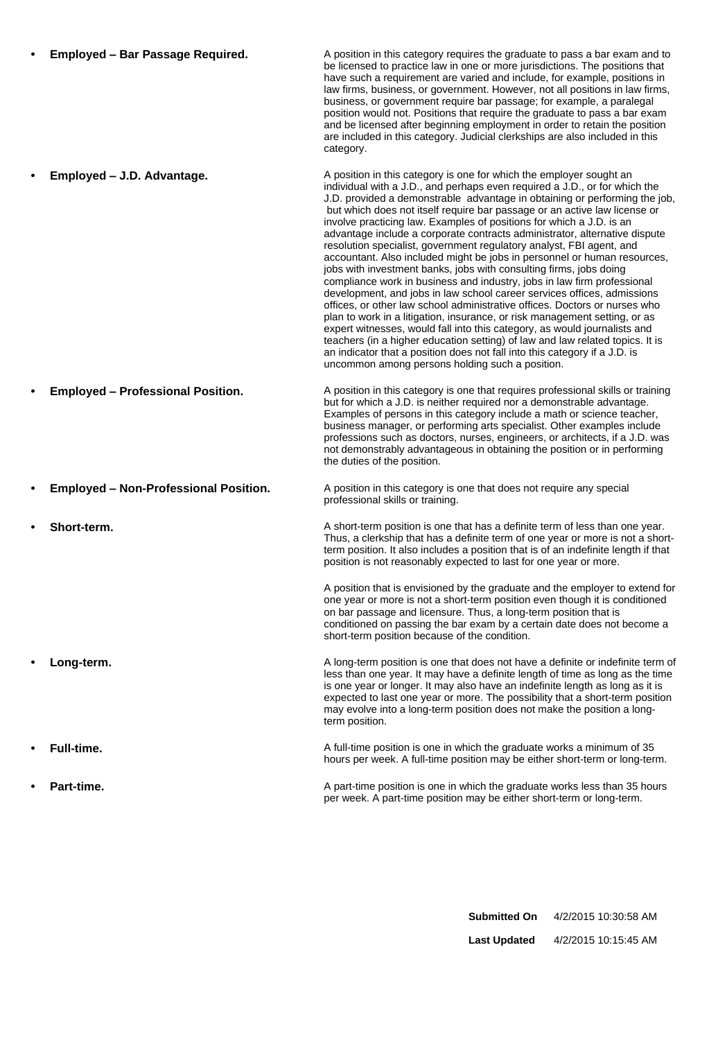- **Employed – Bar Passage Required.**

  A position in this category requires the graduate to pass a bar exam and to be licensed to practice law in one or more jurisdictions. The positions that have such a requirement are varied and include, for example, positions in law firms, business, or government. However, not all positions in law firms, business, or government require bar passage; for example, a paralegal position would not. Positions that require the graduate to pass a bar exam and be licensed after beginning employment in order to retain the position are included in this category. Judicial clerkships are also included in this category.

- **Employed – J.D. Advantage.**

  A position in this category is one for which the employer sought an individual with a J.D., and perhaps even required a J.D., or for which the J.D. provided a demonstrable advantage in obtaining or performing the job, but which does not itself require bar passage or an active law license or involve practicing law. Examples of positions for which a J.D. is an advantage include a corporate contracts administrator, alternative dispute resolution specialist, government regulatory analyst, FBI agent, and accountant. Also included might be jobs in personnel or human resources, jobs with investment banks, jobs with consulting firms, jobs doing compliance work in business and industry, jobs in law firm professional development, and jobs in law school career services offices, admissions offices, or other law school administrative offices. Doctors or nurses who plan to work in a litigation, insurance, or risk management setting, or as expert witnesses, would fall into this category, as would journalists and teachers (in a higher education setting) of law and law related topics. It is an indicator that a position does not fall into this category if a J.D. is uncommon among persons holding such a position.

- **Employed – Professional Position.**

  A position in this category is one that requires professional skills or training but for which a J.D. is neither required nor a demonstrable advantage. Examples of persons in this category include a math or science teacher, business manager, or performing arts specialist. Other examples include professions such as doctors, nurses, engineers, or architects, if a J.D. was not demonstrably advantageous in obtaining the position or in performing the duties of the position.

- **Employed – Non-Professional Position.**

  A position in this category is one that does not require any special professional skills or training.

- **Short-term.**

  A short-term position is one that has a definite term of less than one year. Thus, a clerkship that has a definite term of one year or more is not a short-term position. It also includes a position that is of an indefinite length if that position is not reasonably expected to last for one year or more.

  A position that is envisioned by the graduate and the employer to extend for one year or more is not a short-term position even though it is conditioned on bar passage and licensure. Thus, a long-term position that is conditioned on passing the bar exam by a certain date does not become a short-term position because of the condition.

- **Long-term.**

  A long-term position is one that does not have a definite or indefinite term of less than one year. It may have a definite length of time as long as the time is one year or longer. It may also have an indefinite length as long as it is expected to last one year or more. The possibility that a short-term position may evolve into a long-term position does not make the position a long-term position.

- **Full-time.**

  A full-time position is one in which the graduate works a minimum of 35 hours per week. A full-time position may be either short-term or long-term.

- **Part-time.**

  A part-time position is one in which the graduate works less than 35 hours per week. A part-time position may be either short-term or long-term.

| | |
|---|---|
| **Submitted On** | 4/2/2015 10:30:58 AM |
| **Last Updated** | 4/2/2015 10:15:45 AM |